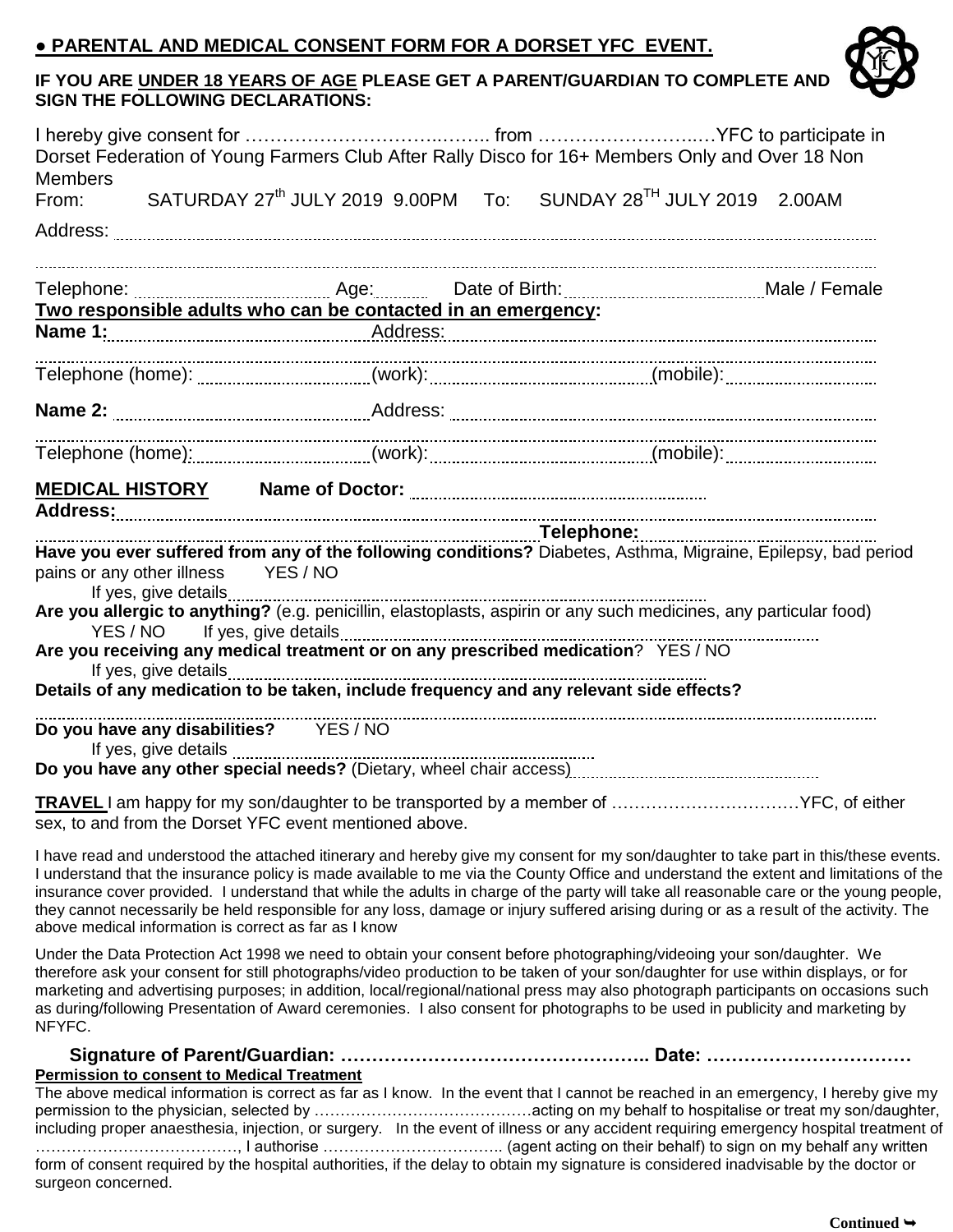## ● PARENTAL AND MEDICAL CONSENT FORM FOR A DORSET YFC EVENT.

**IF YOU ARE UNDER 18 YEARS OF AGE PLEASE GET A PARENT/GUARDIAN TO COMPLETE AND SIGN THE FOLLOWING DECLARATIONS:**

I hereby give consent for ……………………………..…….. from ……………………...…YFC to participate in Dorset Federation of Young Farmers Club After Rally Disco for 16+ Members Only and Over 18 Non Members

From: SATURDAY 27th JULY 2019 9.00PM To: SUNDAY 28TH JULY 2019 2.00AM

Address: ……………………………………………………………………………………………………………

……………………………………………………………………………………………………………………

Telephone: …………………… Age: ……… Date of Birth: …………………… Male / Female

**Two responsible adults who can be contacted in an emergency:**

**Name 1:** ……………………………… Address: ……………………………………………………………

……………………………………………………………………………………………………………………

Telephone (home): ……………………… (work): ……………………… (mobile): ……………………

**Name 2:** ……………………………… Address: ……………………………………………………………

……………………………………………………………………………………………………………………

Telephone (home): ……………………… (work): ……………………… (mobile): ……………………

**MEDICAL HISTORY** **Name of Doctor:** ……………………………………………

**Address:** ……………………………………………………………………………………………………

…………………………………………………………………………… **Telephone:** ……………………………

**Have you ever suffered from any of the following conditions?** Diabetes, Asthma, Migraine, Epilepsy, bad period pains or any other illness YES / NO

If yes, give details ……………………………………………………………………………

**Are you allergic to anything?** (e.g. penicillin, elastoplasts, aspirin or any such medicines, any particular food)

YES / NO If yes, give details ……………………………………………………………………………

**Are you receiving any medical treatment or on any prescribed medication**? YES / NO

If yes, give details ……………………………………………………………………………

**Details of any medication to be taken, include frequency and any relevant side effects?**

……………………………………………………………………………………………………………………

**Do you have any disabilities?** YES / NO

If yes, give details ……………………………………………………………

**Do you have any other special needs?** (Dietary, wheel chair access) ……………………………………

**TRAVEL** I am happy for my son/daughter to be transported by a member of ……………………………YFC, of either sex, to and from the Dorset YFC event mentioned above.

I have read and understood the attached itinerary and hereby give my consent for my son/daughter to take part in this/these events. I understand that the insurance policy is made available to me via the County Office and understand the extent and limitations of the insurance cover provided. I understand that while the adults in charge of the party will take all reasonable care or the young people, they cannot necessarily be held responsible for any loss, damage or injury suffered arising during or as a result of the activity. The above medical information is correct as far as I know

Under the Data Protection Act 1998 we need to obtain your consent before photographing/videoing your son/daughter. We therefore ask your consent for still photographs/video production to be taken of your son/daughter for use within displays, or for marketing and advertising purposes; in addition, local/regional/national press may also photograph participants on occasions such as during/following Presentation of Award ceremonies. I also consent for photographs to be used in publicity and marketing by NFYFC.

**Signature of Parent/Guardian: ………………………………………….. Date: ……………………………**

**Permission to consent to Medical Treatment**

The above medical information is correct as far as I know. In the event that I cannot be reached in an emergency, I hereby give my permission to the physician, selected by ……………………………………acting on my behalf to hospitalise or treat my son/daughter, including proper anaesthesia, injection, or surgery. In the event of illness or any accident requiring emergency hospital treatment of …………………………………, I authorise …………………………….. (agent acting on their behalf) to sign on my behalf any written form of consent required by the hospital authorities, if the delay to obtain my signature is considered inadvisable by the doctor or surgeon concerned.

**Continued ➥**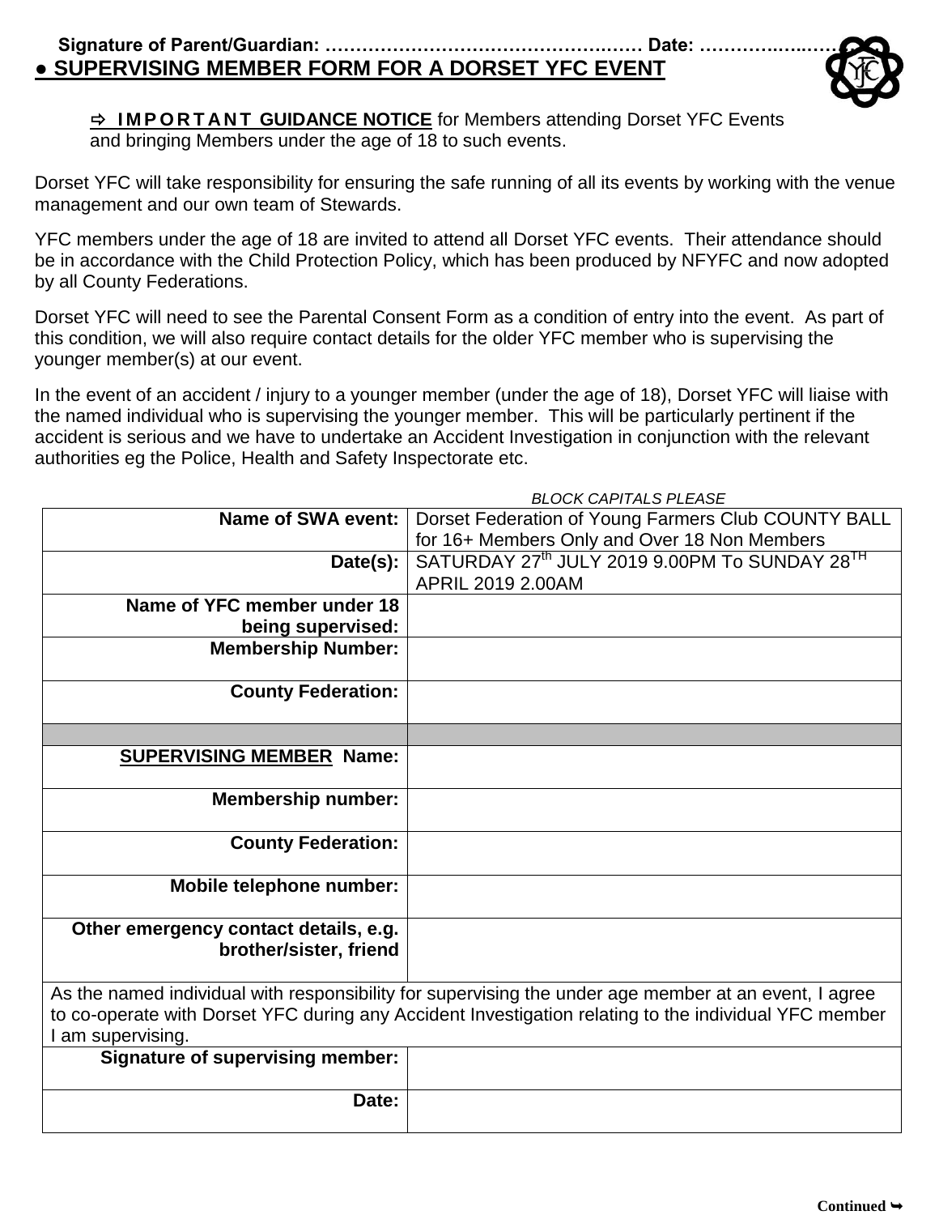**Signature of Parent/Guardian: …………………………………………… Date: ……………………**

## ● SUPERVISING MEMBER FORM FOR A DORSET YFC EVENT

⇨ **IMPORTANT GUIDANCE NOTICE** for Members attending Dorset YFC Events and bringing Members under the age of 18 to such events.

Dorset YFC will take responsibility for ensuring the safe running of all its events by working with the venue management and our own team of Stewards.

YFC members under the age of 18 are invited to attend all Dorset YFC events. Their attendance should be in accordance with the Child Protection Policy, which has been produced by NFYFC and now adopted by all County Federations.

Dorset YFC will need to see the Parental Consent Form as a condition of entry into the event. As part of this condition, we will also require contact details for the older YFC member who is supervising the younger member(s) at our event.

In the event of an accident / injury to a younger member (under the age of 18), Dorset YFC will liaise with the named individual who is supervising the younger member. This will be particularly pertinent if the accident is serious and we have to undertake an Accident Investigation in conjunction with the relevant authorities eg the Police, Health and Safety Inspectorate etc.

*BLOCK CAPITALS PLEASE*

| | |
|---|---|
| **Name of SWA event:** | Dorset Federation of Young Farmers Club COUNTY BALL for 16+ Members Only and Over 18 Non Members |
| **Date(s):** | SATURDAY 27th JULY 2019 9.00PM To SUNDAY 28TH APRIL 2019 2.00AM |
| **Name of YFC member under 18 being supervised:** | |
| **Membership Number:** | |
| **County Federation:** | |
| | |
| **SUPERVISING MEMBER Name:** | |
| **Membership number:** | |
| **County Federation:** | |
| **Mobile telephone number:** | |
| **Other emergency contact details, e.g. brother/sister, friend** | |
| As the named individual with responsibility for supervising the under age member at an event, I agree to co-operate with Dorset YFC during any Accident Investigation relating to the individual YFC member I am supervising. | |
| **Signature of supervising member:** | |
| **Date:** | |

**Continued ➥**